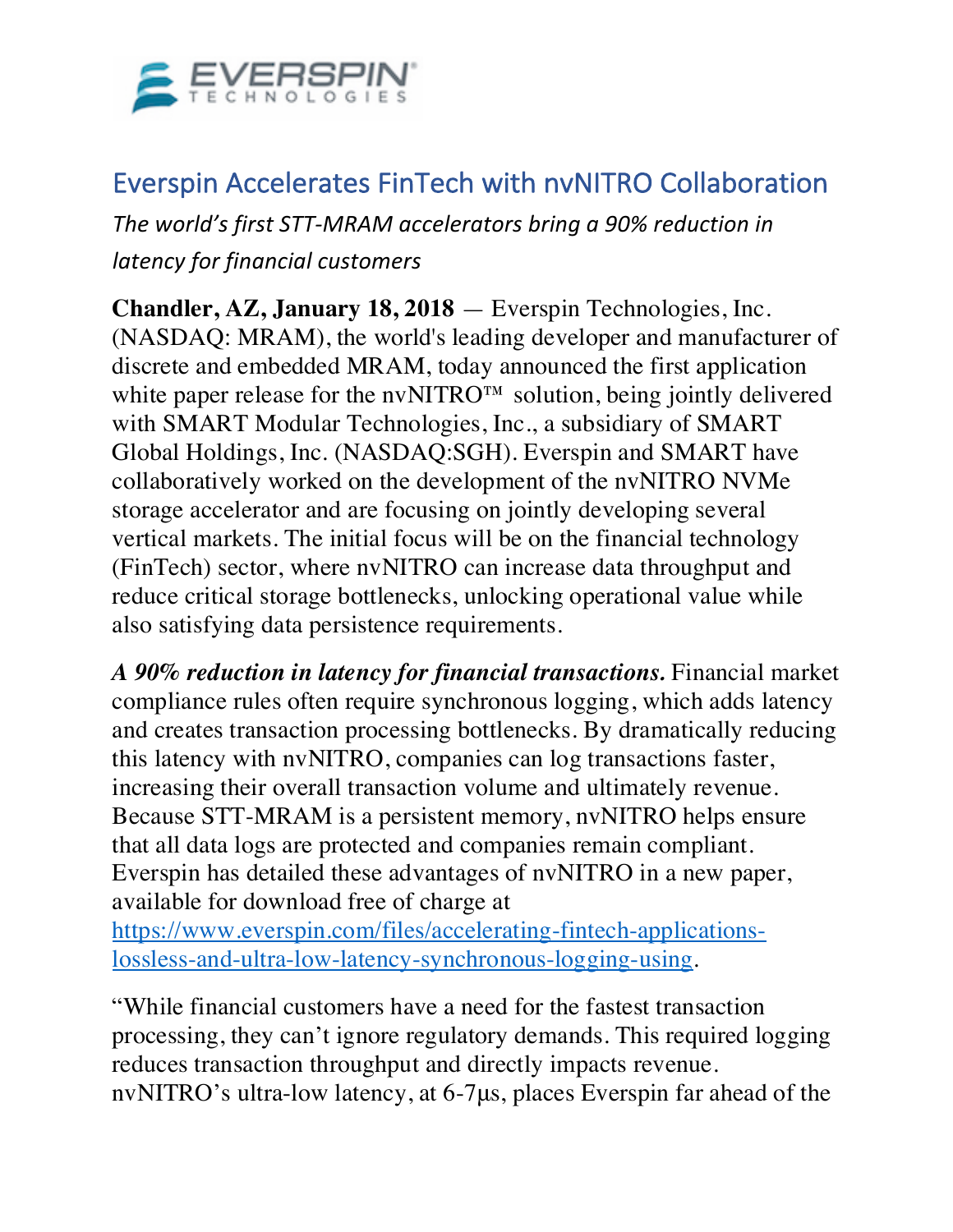# Everspin Accelerates FinTech with nvNITRO Collaboration

*The world's first STT-MRAM accelerators bring a 90% reduction in latency for financial customers*

**Chandler, AZ, January 18, 2018** — Everspin Technologies, Inc. (NASDAQ: MRAM), the world's leading developer and manufacturer of discrete and embedded MRAM, today announced the first application white paper release for the nvNITRO™ solution, being jointly delivered with SMART Modular Technologies, Inc., a subsidiary of SMART Global Holdings, Inc. (NASDAQ:SGH). Everspin and SMART have collaboratively worked on the development of the nvNITRO NVMe storage accelerator and are focusing on jointly developing several vertical markets. The initial focus will be on the financial technology (FinTech) sector, where nvNITRO can increase data throughput and reduce critical storage bottlenecks, unlocking operational value while also satisfying data persistence requirements.

***A 90% reduction in latency for financial transactions.*** Financial market compliance rules often require synchronous logging, which adds latency and creates transaction processing bottlenecks. By dramatically reducing this latency with nvNITRO, companies can log transactions faster, increasing their overall transaction volume and ultimately revenue. Because STT-MRAM is a persistent memory, nvNITRO helps ensure that all data logs are protected and companies remain compliant. Everspin has detailed these advantages of nvNITRO in a new paper, available for download free of charge at [https://www.everspin.com/files/accelerating-fintech-applications-lossless-and-ultra-low-latency-synchronous-logging-using](https://www.everspin.com/files/accelerating-fintech-applications-lossless-and-ultra-low-latency-synchronous-logging-using).

"While financial customers have a need for the fastest transaction processing, they can't ignore regulatory demands. This required logging reduces transaction throughput and directly impacts revenue. nvNITRO's ultra-low latency, at 6-7µs, places Everspin far ahead of the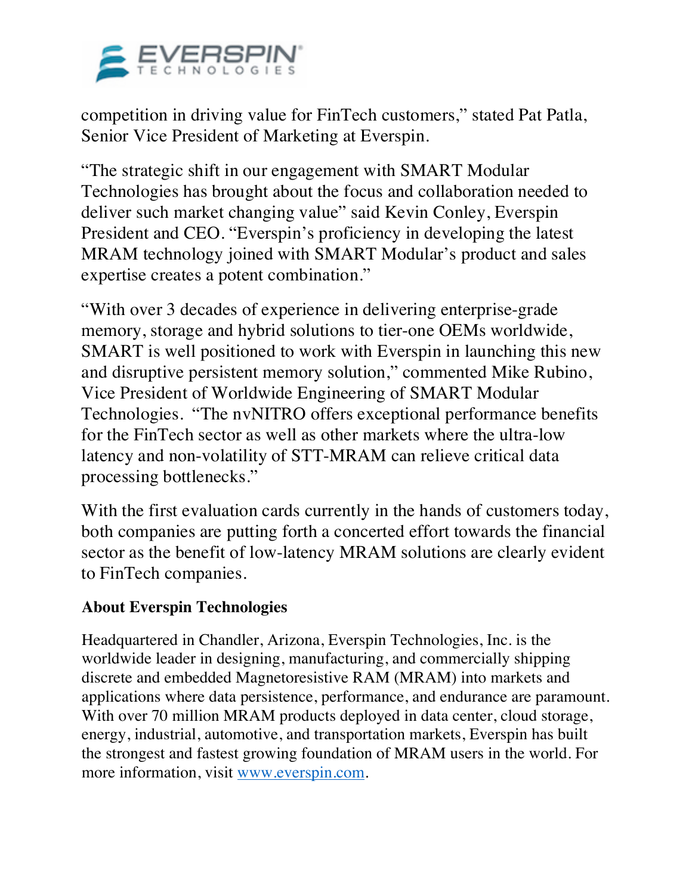competition in driving value for FinTech customers," stated Pat Patla, Senior Vice President of Marketing at Everspin.

"The strategic shift in our engagement with SMART Modular Technologies has brought about the focus and collaboration needed to deliver such market changing value" said Kevin Conley, Everspin President and CEO. "Everspin's proficiency in developing the latest MRAM technology joined with SMART Modular's product and sales expertise creates a potent combination."

"With over 3 decades of experience in delivering enterprise-grade memory, storage and hybrid solutions to tier-one OEMs worldwide, SMART is well positioned to work with Everspin in launching this new and disruptive persistent memory solution," commented Mike Rubino, Vice President of Worldwide Engineering of SMART Modular Technologies. "The nvNITRO offers exceptional performance benefits for the FinTech sector as well as other markets where the ultra-low latency and non-volatility of STT-MRAM can relieve critical data processing bottlenecks."

With the first evaluation cards currently in the hands of customers today, both companies are putting forth a concerted effort towards the financial sector as the benefit of low-latency MRAM solutions are clearly evident to FinTech companies.

**About Everspin Technologies**

Headquartered in Chandler, Arizona, Everspin Technologies, Inc. is the worldwide leader in designing, manufacturing, and commercially shipping discrete and embedded Magnetoresistive RAM (MRAM) into markets and applications where data persistence, performance, and endurance are paramount. With over 70 million MRAM products deployed in data center, cloud storage, energy, industrial, automotive, and transportation markets, Everspin has built the strongest and fastest growing foundation of MRAM users in the world. For more information, visit [www.everspin.com](http://www.everspin.com).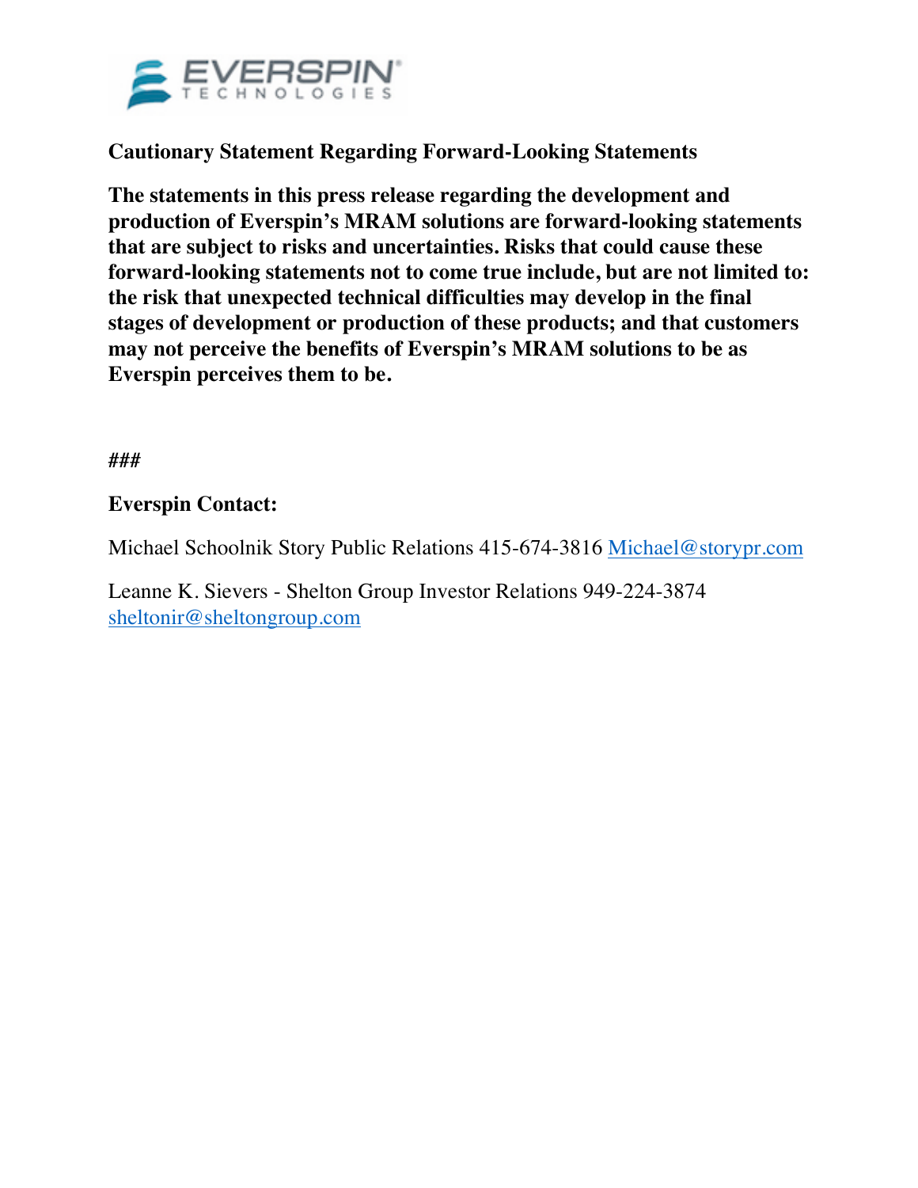**Cautionary Statement Regarding Forward-Looking Statements**

**The statements in this press release regarding the development and production of Everspin's MRAM solutions are forward-looking statements that are subject to risks and uncertainties. Risks that could cause these forward-looking statements not to come true include, but are not limited to: the risk that unexpected technical difficulties may develop in the final stages of development or production of these products; and that customers may not perceive the benefits of Everspin's MRAM solutions to be as Everspin perceives them to be.**

###

**Everspin Contact:**

Michael Schoolnik Story Public Relations 415-674-3816 Michael@storypr.com

Leanne K. Sievers - Shelton Group Investor Relations 949-224-3874 sheltonir@sheltongroup.com